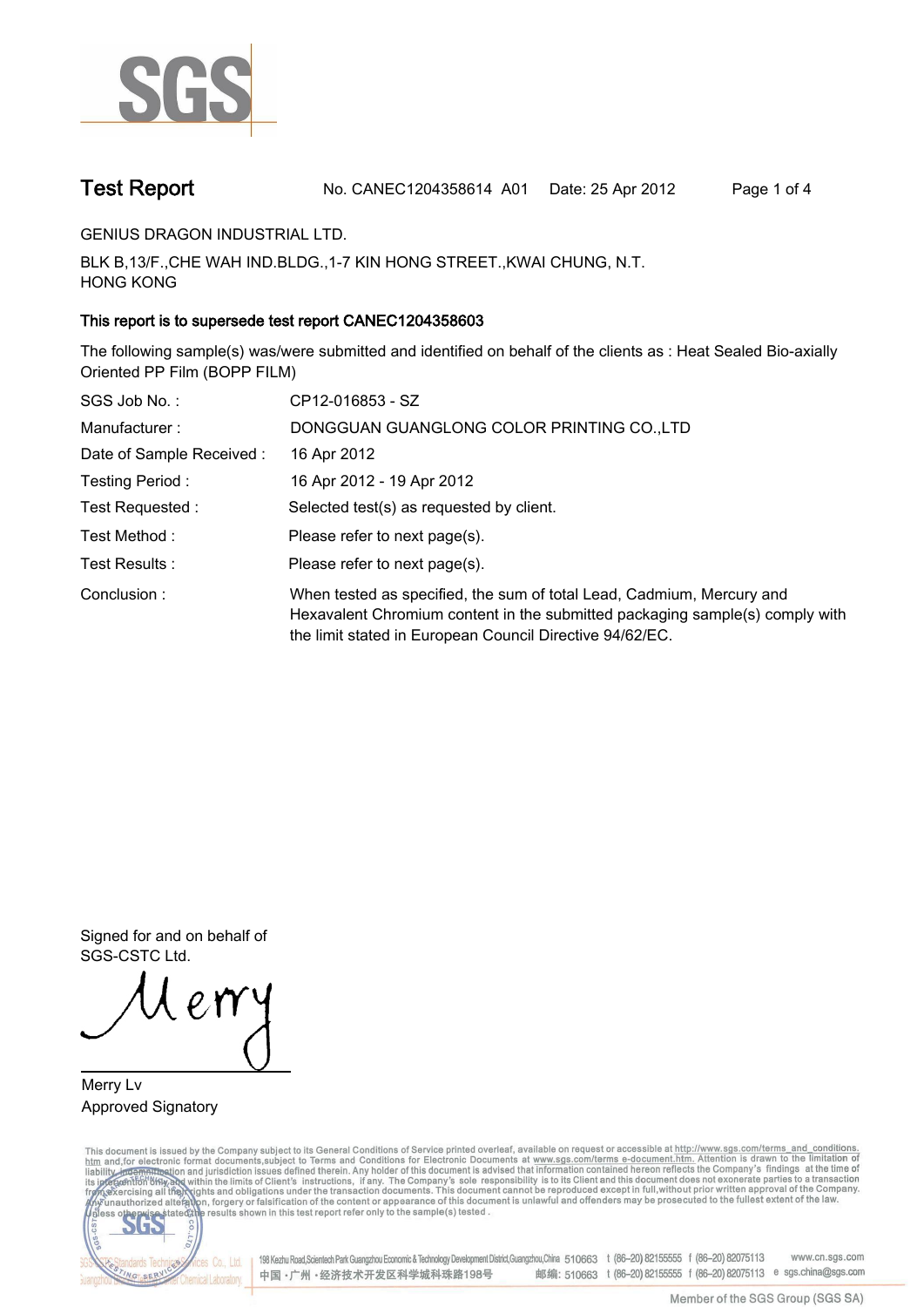# Test Report

No. CANEC1204358614 A01 Date: 25 Apr 2012

GENIUS DRAGON INDUSTRIAL LTD.

BLK B,13/F.,CHE WAH IND.BLDG.,1-7 KIN HONG STREET.,KWAI CHUNG, N.T.
HONG KONG

**This report is to supersede test report CANEC1204358603**

The following sample(s) was/were submitted and identified on behalf of the clients as : Heat Sealed Bio-axially Oriented PP Film (BOPP FILM)

| | |
|---|---|
| SGS Job No. : | CP12-016853 - SZ |
| Manufacturer : | DONGGUAN GUANGLONG COLOR PRINTING CO.,LTD |
| Date of Sample Received : | 16 Apr 2012 |
| Testing Period : | 16 Apr 2012 - 19 Apr 2012 |
| Test Requested : | Selected test(s) as requested by client. |
| Test Method : | Please refer to next page(s). |
| Test Results : | Please refer to next page(s). |
| Conclusion : | When tested as specified, the sum of total Lead, Cadmium, Mercury and Hexavalent Chromium content in the submitted packaging sample(s) comply with the limit stated in European Council Directive 94/62/EC. |

Signed for and on behalf of
SGS-CSTC Ltd.

Merry Lv
Approved Signatory

This document is issued by the Company subject to its General Conditions of Service printed overleaf, available on request or accessible at http://www.sgs.com/terms_and_conditions.htm and, for electronic format documents, subject to Terms and Conditions for Electronic Documents at www.sgs.com/terms_e-document.htm. Attention is drawn to the limitation of liability, indemnification and jurisdiction issues defined therein. Any holder of this document is advised that information contained hereon reflects the Company's findings at the time of its intervention only and within the limits of Client's instructions, if any. The Company's sole responsibility is to its Client and this document does not exonerate parties to a transaction from exercising all their rights and obligations under the transaction documents. This document cannot be reproduced except in full, without prior written approval of the Company. Any unauthorized alteration, forgery or falsification of the content or appearance of this document is unlawful and offenders may be prosecuted to the fullest extent of the law. Unless otherwise stated the results shown in this test report refer only to the sample(s) tested .

198 Kezhu Road,Scientech Park Guangzhou Economic & Technology Development District,Guangzhou,China 510663 t (86–20) 82155555 f (86–20) 82075113 www.cn.sgs.com
中国·广州·经济技术开发区科学城科珠路198号 邮编: 510663 t (86–20) 82155555 f (86–20) 82075113 e sgs.china@sgs.com

Member of the SGS Group (SGS SA)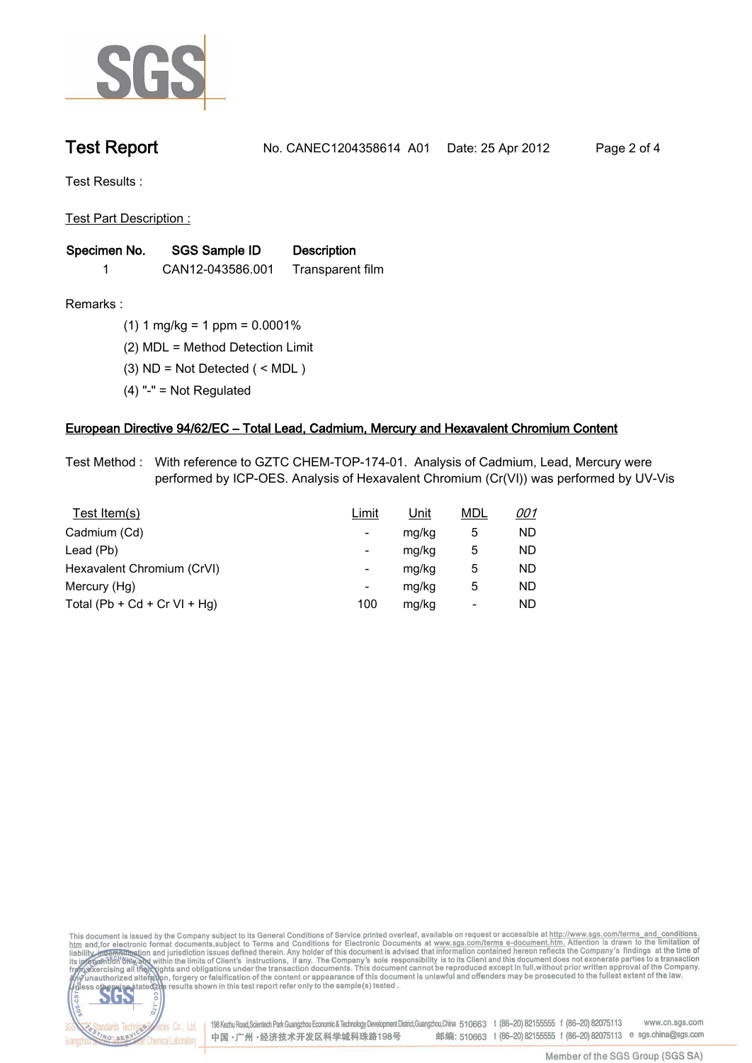**Test Report** No. CANEC1204358614 A01 Date: 25 Apr 2012

Test Results :

Test Part Description :

| Specimen No. | SGS Sample ID | Description |
|---|---|---|
| 1 | CAN12-043586.001 | Transparent film |

Remarks :

(1) 1 mg/kg = 1 ppm = 0.0001%

(2) MDL = Method Detection Limit

(3) ND = Not Detected ( < MDL )

(4) "-" = Not Regulated

## European Directive 94/62/EC – Total Lead, Cadmium, Mercury and Hexavalent Chromium Content

Test Method : With reference to GZTC CHEM-TOP-174-01. Analysis of Cadmium, Lead, Mercury were performed by ICP-OES. Analysis of Hexavalent Chromium (Cr(VI)) was performed by UV-Vis

| Test Item(s) | Limit | Unit | MDL | *001* |
|---|---|---|---|---|
| Cadmium (Cd) | - | mg/kg | 5 | ND |
| Lead (Pb) | - | mg/kg | 5 | ND |
| Hexavalent Chromium (CrVI) | - | mg/kg | 5 | ND |
| Mercury (Hg) | - | mg/kg | 5 | ND |
| Total (Pb + Cd + Cr VI + Hg) | 100 | mg/kg | - | ND |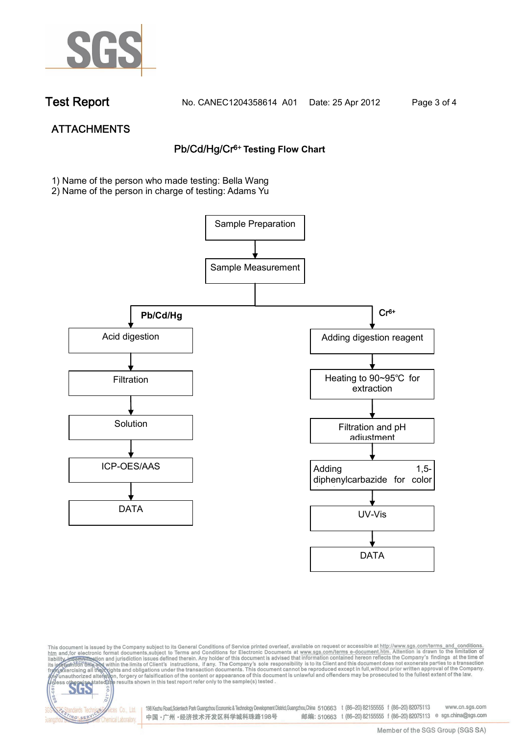## ATTACHMENTS

### $Pb/Cd/Hg/Cr^{6+}$ Testing Flow Chart

1) Name of the person who made testing: Bella Wang
2) Name of the person in charge of testing: Adams Yu

Sample Preparation
↓
Sample Measurement

**Pb/Cd/Hg**

Acid digestion
↓
Filtration
↓
Solution
↓
ICP-OES/AAS
↓
DATA

$Cr^{6+}$

Adding digestion reagent
↓
Heating to 90~95℃ for extraction
↓
Filtration and pH adjustment
↓
Adding 1,5-diphenylcarbazide for color
↓
UV-Vis
↓
DATA

This document is issued by the Company subject to its General Conditions of Service printed overleaf, available on request or accessible at http://www.sgs.com/terms_and_conditions.htm and,for electronic format documents,subject to Terms and Conditions for Electronic Documents at www.sgs.com/terms e-document.htm. Attention is drawn to the limitation of liability, indemnification and jurisdiction issues defined therein. Any holder of this document is advised that information contained hereon reflects the Company's findings at the time of its intervention only and within the limits of Client's instructions, if any. The Company's sole responsibility is to its Client and this document does not exonerate parties to a transaction from exercising all their rights and obligations under the transaction documents. This document cannot be reproduced except in full,without prior written approval of the Company. Any unauthorized alteration, forgery or falsification of the content or appearance of this document is unlawful and offenders may be prosecuted to the fullest extent of the law. Unless otherwise stated the results shown in this test report refer only to the sample(s) tested .

198 Kezhu Road,Scientech Park Guangzhou Economic & Technology Development District,Guangzhou,China 510663 t (86–20) 82155555 f (86–20) 82075113 www.cn.sgs.com
中国 ·广州 ·经济技术开发区科学城科珠路198号 邮编: 510663 t (86–20) 82155555 f (86–20) 82075113 e sgs.china@sgs.com

Member of the SGS Group (SGS SA)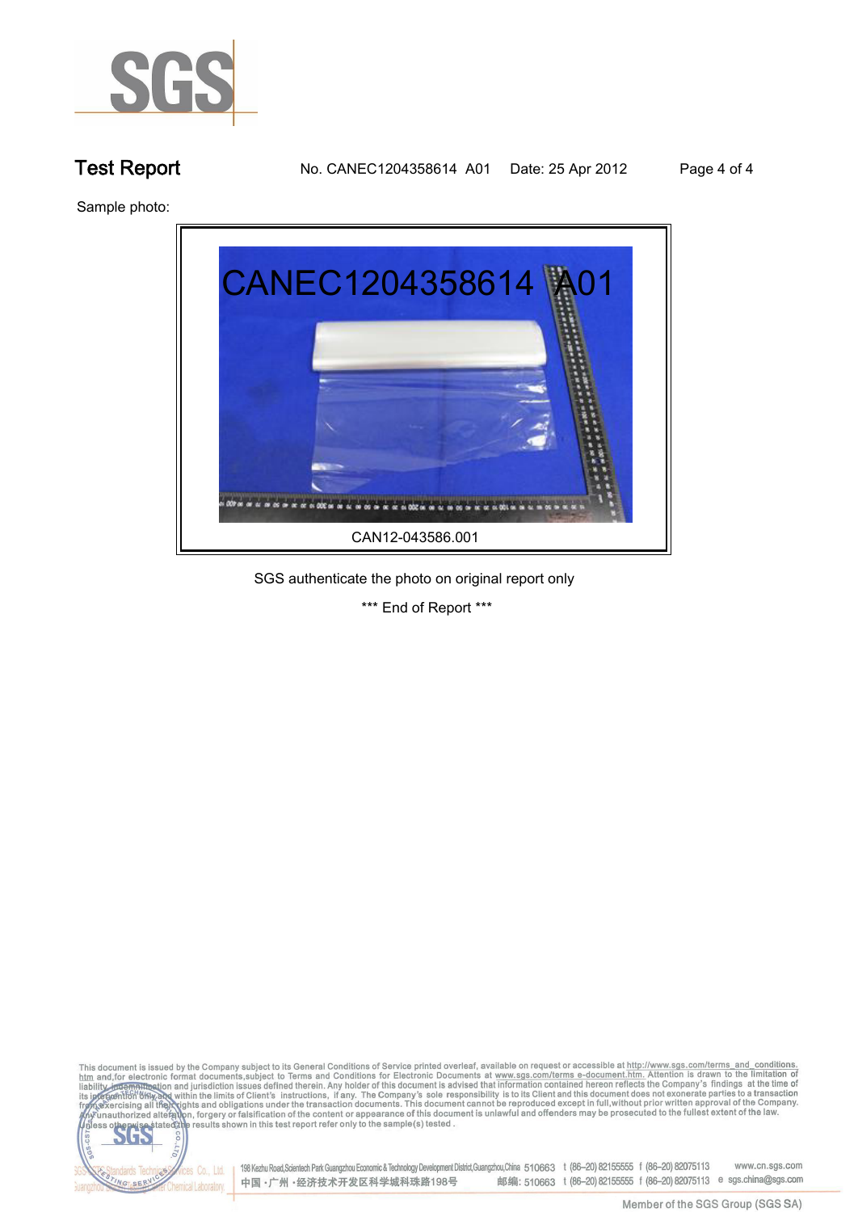# Test Report

No. CANEC1204358614 A01 Date: 25 Apr 2012

Sample photo:

CAN12-043586.001

SGS authenticate the photo on original report only

*** End of Report ***

This document is issued by the Company subject to its General Conditions of Service printed overleaf, available on request or accessible at http://www.sgs.com/terms_and_conditions.htm and,for electronic format documents,subject to Terms and Conditions for Electronic Documents at www.sgs.com/terms e-document.htm. Attention is drawn to the limitation of liability, indemnification and jurisdiction issues defined therein. Any holder of this document is advised that information contained hereon reflects the Company's findings at the time of its intervention only and within the limits of Client's instructions, if any. The Company's sole responsibility is to its Client and this document does not exonerate parties to a transaction from exercising all their rights and obligations under the transaction documents. This document cannot be reproduced except in full,without prior written approval of the Company. Any unauthorized alteration, forgery or falsification of the content or appearance of this document is unlawful and offenders may be prosecuted to the fullest extent of the law. Unless otherwise stated the results shown in this test report refer only to the sample(s) tested .

198 Kezhu Road,Scientech Park Guangzhou Economic & Technology Development District,Guangzhou,China 510663 t (86–20) 82155555 f (86–20) 82075113 www.cn.sgs.com
中国 · 广州 · 经济技术开发区科学城科珠路198号 邮编: 510663 t (86–20) 82155555 f (86–20) 82075113 e sgs.china@sgs.com

Member of the SGS Group (SGS SA)